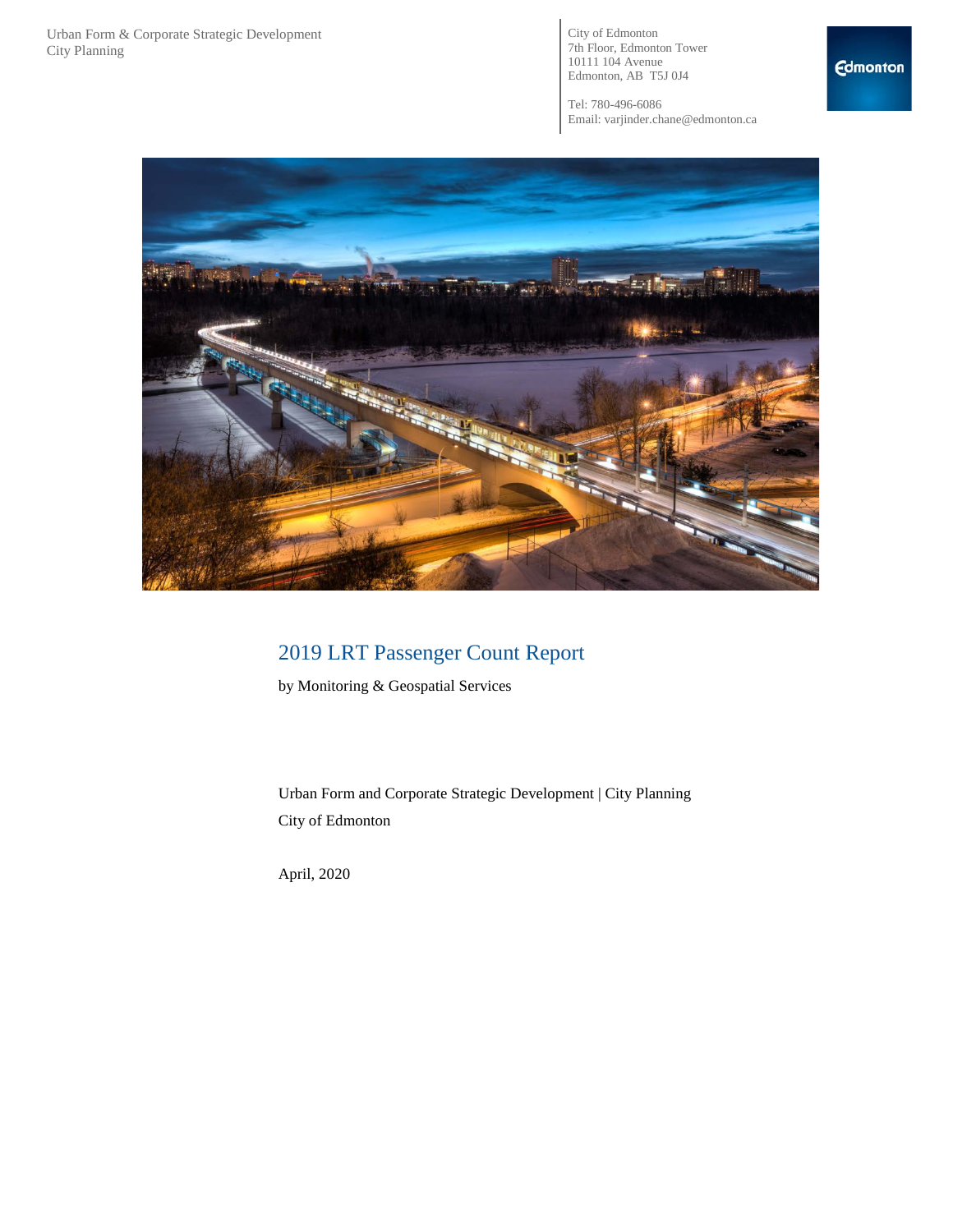Urban Form & Corporate Strategic Development
City Planning

City of Edmonton
7th Floor, Edmonton Tower
10111 104 Avenue
Edmonton, AB T5J 0J4

Tel: 780-496-6086
Email: varjinder.chane@edmonton.ca

# 2019 LRT Passenger Count Report

by Monitoring & Geospatial Services

Urban Form and Corporate Strategic Development | City Planning

City of Edmonton

April, 2020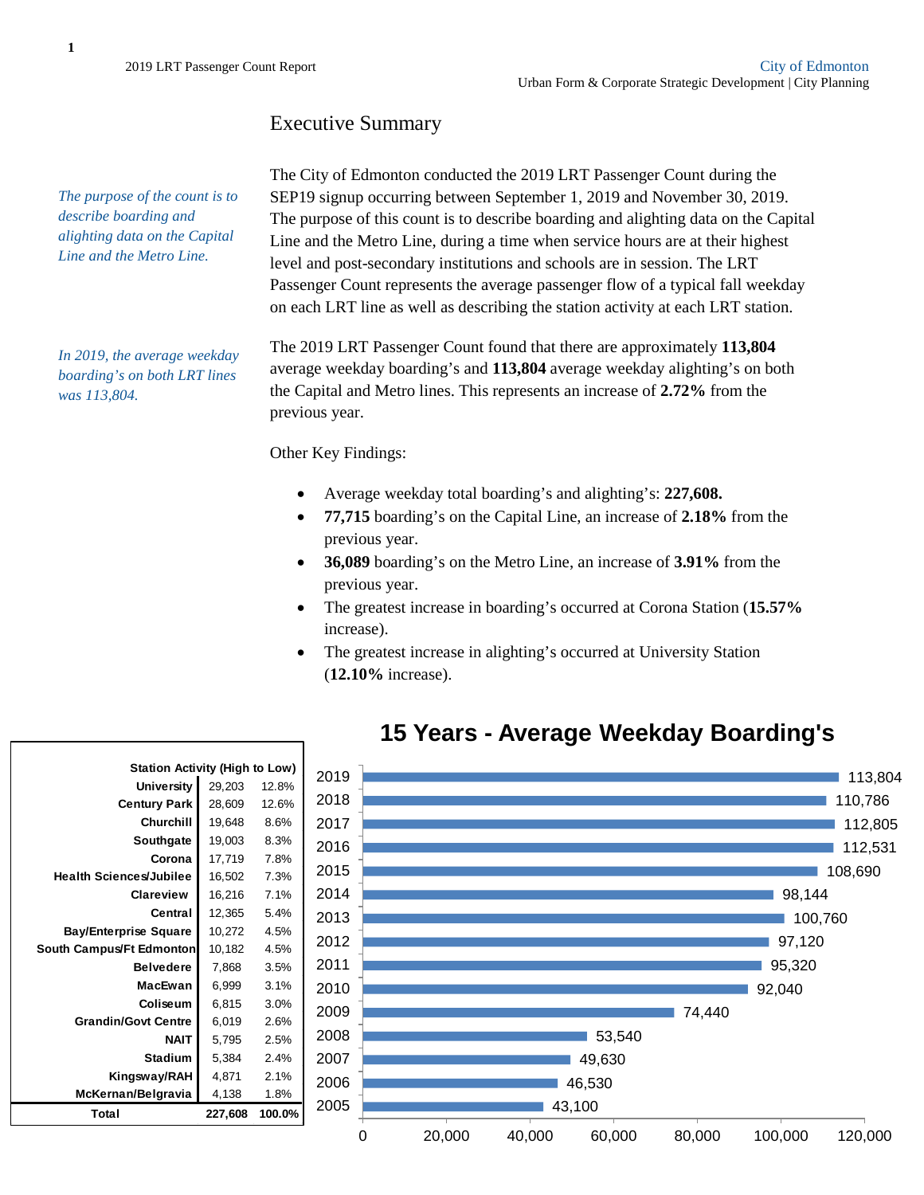# Executive Summary

*The purpose of the count is to describe boarding and alighting data on the Capital Line and the Metro Line.*

The City of Edmonton conducted the 2019 LRT Passenger Count during the SEP19 signup occurring between September 1, 2019 and November 30, 2019. The purpose of this count is to describe boarding and alighting data on the Capital Line and the Metro Line, during a time when service hours are at their highest level and post-secondary institutions and schools are in session. The LRT Passenger Count represents the average passenger flow of a typical fall weekday on each LRT line as well as describing the station activity at each LRT station.

*In 2019, the average weekday boarding's on both LRT lines was 113,804.*

The 2019 LRT Passenger Count found that there are approximately **113,804** average weekday boarding's and **113,804** average weekday alighting's on both the Capital and Metro lines. This represents an increase of **2.72%** from the previous year.

Other Key Findings:

- Average weekday total boarding's and alighting's: **227,608.**
- **77,715** boarding's on the Capital Line, an increase of **2.18%** from the previous year.
- **36,089** boarding's on the Metro Line, an increase of **3.91%** from the previous year.
- The greatest increase in boarding's occurred at Corona Station (**15.57%** increase).
- The greatest increase in alighting's occurred at University Station (**12.10%** increase).

| Station Activity (High to Low) | | |
|---|---|---|
| University | 29,203 | 12.8% |
| Century Park | 28,609 | 12.6% |
| Churchill | 19,648 | 8.6% |
| Southgate | 19,003 | 8.3% |
| Corona | 17,719 | 7.8% |
| Health Sciences/Jubilee | 16,502 | 7.3% |
| Clareview | 16,216 | 7.1% |
| Central | 12,365 | 5.4% |
| Bay/Enterprise Square | 10,272 | 4.5% |
| South Campus/Ft Edmonton | 10,182 | 4.5% |
| Belvedere | 7,868 | 3.5% |
| MacEwan | 6,999 | 3.1% |
| Coliseum | 6,815 | 3.0% |
| Grandin/Govt Centre | 6,019 | 2.6% |
| NAIT | 5,795 | 2.5% |
| Stadium | 5,384 | 2.4% |
| Kingsway/RAH | 4,871 | 2.1% |
| McKernan/Belgravia | 4,138 | 1.8% |
| **Total** | **227,608** | **100.0%** |

## 15 Years - Average Weekday Boarding's

| Year | Average Weekday Boarding's |
|---|---|
| 2019 | 113,804 |
| 2018 | 110,786 |
| 2017 | 112,805 |
| 2016 | 112,531 |
| 2015 | 108,690 |
| 2014 | 98,144 |
| 2013 | 100,760 |
| 2012 | 97,120 |
| 2011 | 95,320 |
| 2010 | 92,040 |
| 2009 | 74,440 |
| 2008 | 53,540 |
| 2007 | 49,630 |
| 2006 | 46,530 |
| 2005 | 43,100 |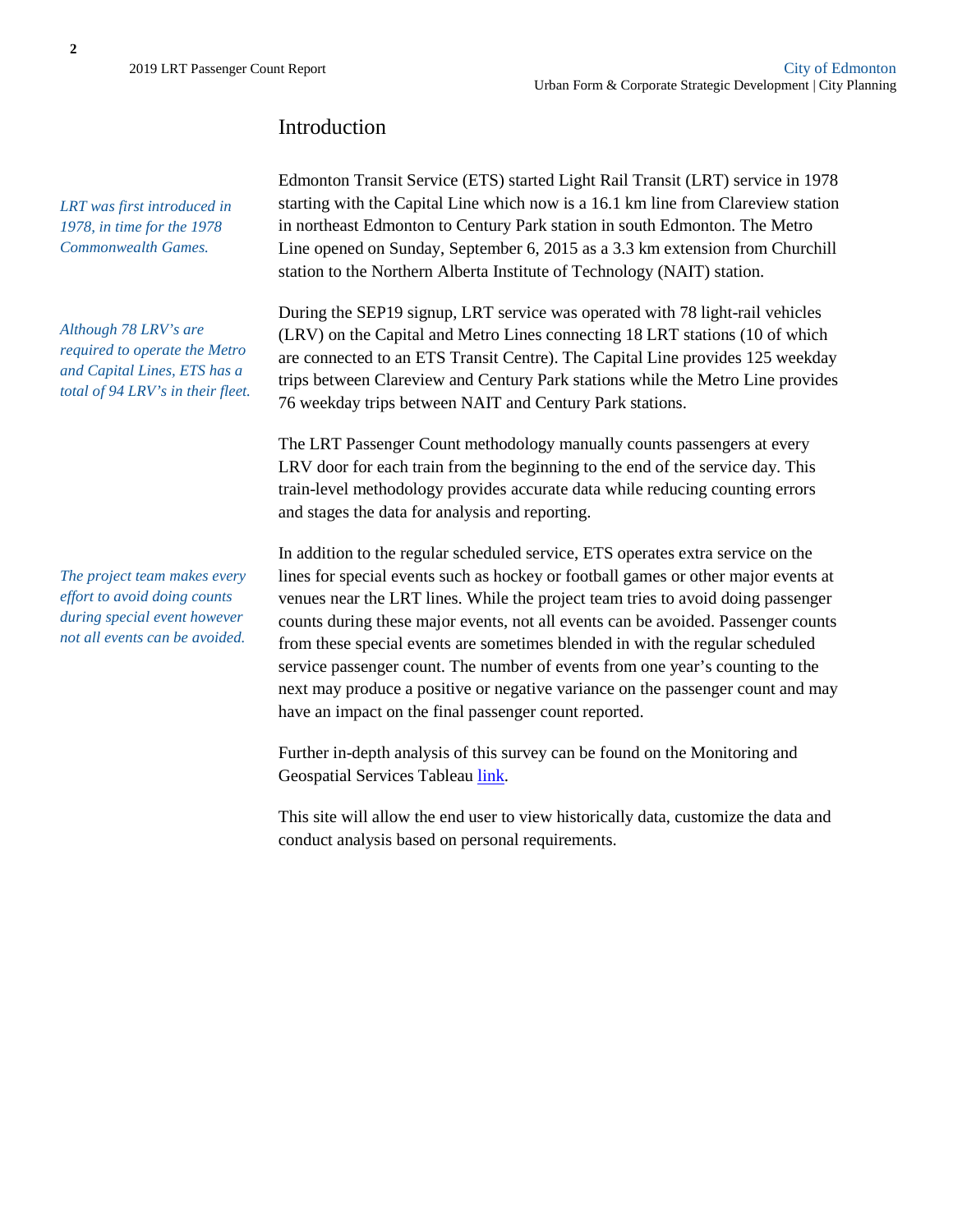## Introduction

*LRT was first introduced in 1978, in time for the 1978 Commonwealth Games.*

Edmonton Transit Service (ETS) started Light Rail Transit (LRT) service in 1978 starting with the Capital Line which now is a 16.1 km line from Clareview station in northeast Edmonton to Century Park station in south Edmonton. The Metro Line opened on Sunday, September 6, 2015 as a 3.3 km extension from Churchill station to the Northern Alberta Institute of Technology (NAIT) station.

*Although 78 LRV's are required to operate the Metro and Capital Lines, ETS has a total of 94 LRV's in their fleet.*

During the SEP19 signup, LRT service was operated with 78 light-rail vehicles (LRV) on the Capital and Metro Lines connecting 18 LRT stations (10 of which are connected to an ETS Transit Centre). The Capital Line provides 125 weekday trips between Clareview and Century Park stations while the Metro Line provides 76 weekday trips between NAIT and Century Park stations.

The LRT Passenger Count methodology manually counts passengers at every LRV door for each train from the beginning to the end of the service day. This train-level methodology provides accurate data while reducing counting errors and stages the data for analysis and reporting.

*The project team makes every effort to avoid doing counts during special event however not all events can be avoided.*

In addition to the regular scheduled service, ETS operates extra service on the lines for special events such as hockey or football games or other major events at venues near the LRT lines. While the project team tries to avoid doing passenger counts during these major events, not all events can be avoided. Passenger counts from these special events are sometimes blended in with the regular scheduled service passenger count. The number of events from one year's counting to the next may produce a positive or negative variance on the passenger count and may have an impact on the final passenger count reported.

Further in-depth analysis of this survey can be found on the Monitoring and Geospatial Services Tableau link.

This site will allow the end user to view historically data, customize the data and conduct analysis based on personal requirements.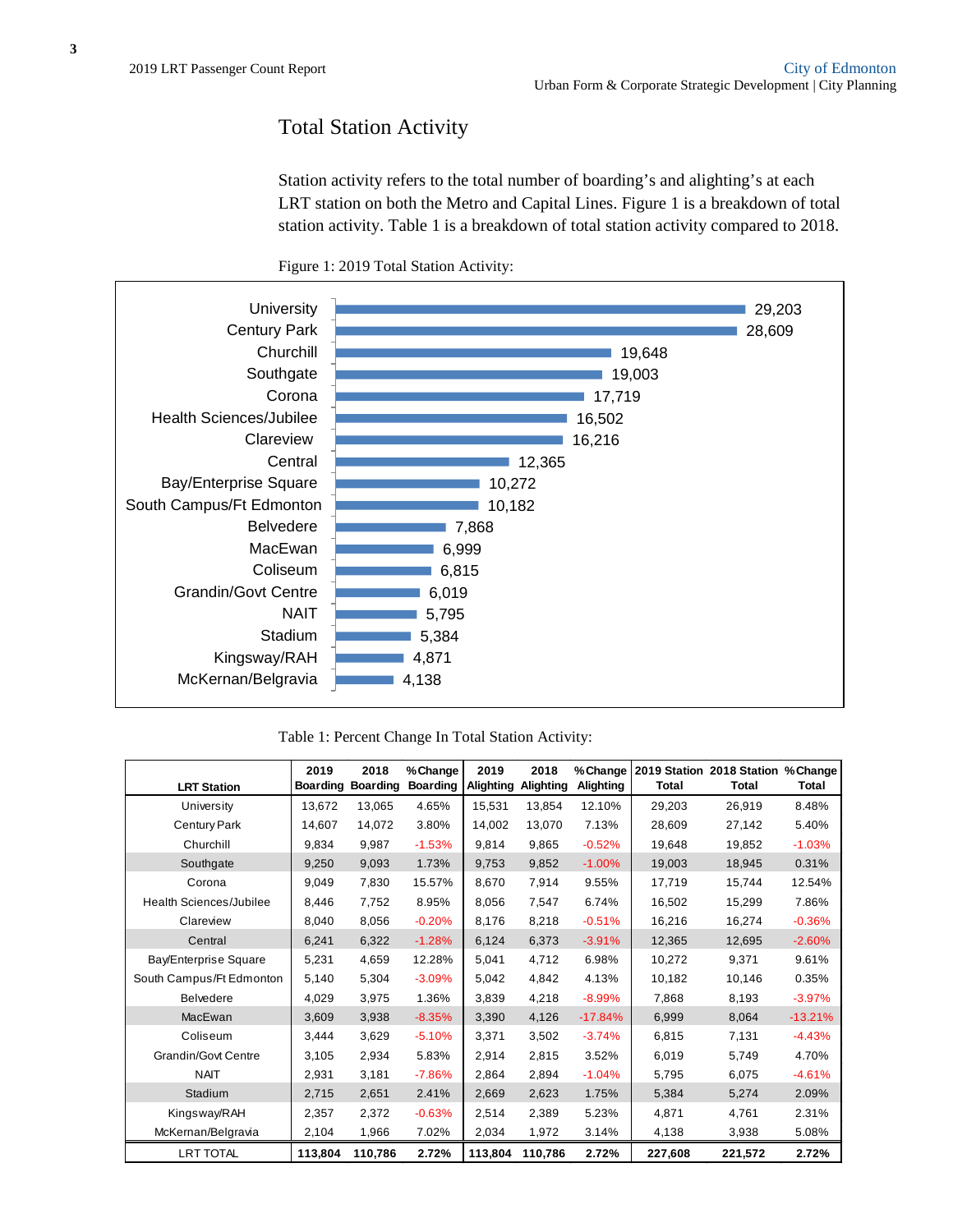## Total Station Activity

Station activity refers to the total number of boarding's and alighting's at each LRT station on both the Metro and Capital Lines. Figure 1 is a breakdown of total station activity. Table 1 is a breakdown of total station activity compared to 2018.

Figure 1: 2019 Total Station Activity:

| Station | Total Station Activity |
|---|---|
| University | 29,203 |
| Century Park | 28,609 |
| Churchill | 19,648 |
| Southgate | 19,003 |
| Corona | 17,719 |
| Health Sciences/Jubilee | 16,502 |
| Clareview | 16,216 |
| Central | 12,365 |
| Bay/Enterprise Square | 10,272 |
| South Campus/Ft Edmonton | 10,182 |
| Belvedere | 7,868 |
| MacEwan | 6,999 |
| Coliseum | 6,815 |
| Grandin/Govt Centre | 6,019 |
| NAIT | 5,795 |
| Stadium | 5,384 |
| Kingsway/RAH | 4,871 |
| McKernan/Belgravia | 4,138 |

Table 1: Percent Change In Total Station Activity:

| LRT Station | 2019 Boarding | 2018 Boarding | %Change Boarding | 2019 Alighting | 2018 Alighting | %Change Alighting | 2019 Station Total | 2018 Station Total | %Change Total |
|---|---|---|---|---|---|---|---|---|---|
| University | 13,672 | 13,065 | 4.65% | 15,531 | 13,854 | 12.10% | 29,203 | 26,919 | 8.48% |
| Century Park | 14,607 | 14,072 | 3.80% | 14,002 | 13,070 | 7.13% | 28,609 | 27,142 | 5.40% |
| Churchill | 9,834 | 9,987 | -1.53% | 9,814 | 9,865 | -0.52% | 19,648 | 19,852 | -1.03% |
| Southgate | 9,250 | 9,093 | 1.73% | 9,753 | 9,852 | -1.00% | 19,003 | 18,945 | 0.31% |
| Corona | 9,049 | 7,830 | 15.57% | 8,670 | 7,914 | 9.55% | 17,719 | 15,744 | 12.54% |
| Health Sciences/Jubilee | 8,446 | 7,752 | 8.95% | 8,056 | 7,547 | 6.74% | 16,502 | 15,299 | 7.86% |
| Clareview | 8,040 | 8,056 | -0.20% | 8,176 | 8,218 | -0.51% | 16,216 | 16,274 | -0.36% |
| Central | 6,241 | 6,322 | -1.28% | 6,124 | 6,373 | -3.91% | 12,365 | 12,695 | -2.60% |
| Bay/Enterprise Square | 5,231 | 4,659 | 12.28% | 5,041 | 4,712 | 6.98% | 10,272 | 9,371 | 9.61% |
| South Campus/Ft Edmonton | 5,140 | 5,304 | -3.09% | 5,042 | 4,842 | 4.13% | 10,182 | 10,146 | 0.35% |
| Belvedere | 4,029 | 3,975 | 1.36% | 3,839 | 4,218 | -8.99% | 7,868 | 8,193 | -3.97% |
| MacEwan | 3,609 | 3,938 | -8.35% | 3,390 | 4,126 | -17.84% | 6,999 | 8,064 | -13.21% |
| Coliseum | 3,444 | 3,629 | -5.10% | 3,371 | 3,502 | -3.74% | 6,815 | 7,131 | -4.43% |
| Grandin/Govt Centre | 3,105 | 2,934 | 5.83% | 2,914 | 2,815 | 3.52% | 6,019 | 5,749 | 4.70% |
| NAIT | 2,931 | 3,181 | -7.86% | 2,864 | 2,894 | -1.04% | 5,795 | 6,075 | -4.61% |
| Stadium | 2,715 | 2,651 | 2.41% | 2,669 | 2,623 | 1.75% | 5,384 | 5,274 | 2.09% |
| Kingsway/RAH | 2,357 | 2,372 | -0.63% | 2,514 | 2,389 | 5.23% | 4,871 | 4,761 | 2.31% |
| McKernan/Belgravia | 2,104 | 1,966 | 7.02% | 2,034 | 1,972 | 3.14% | 4,138 | 3,938 | 5.08% |
| LRT TOTAL | **113,804** | **110,786** | **2.72%** | **113,804** | **110,786** | **2.72%** | **227,608** | **221,572** | **2.72%** |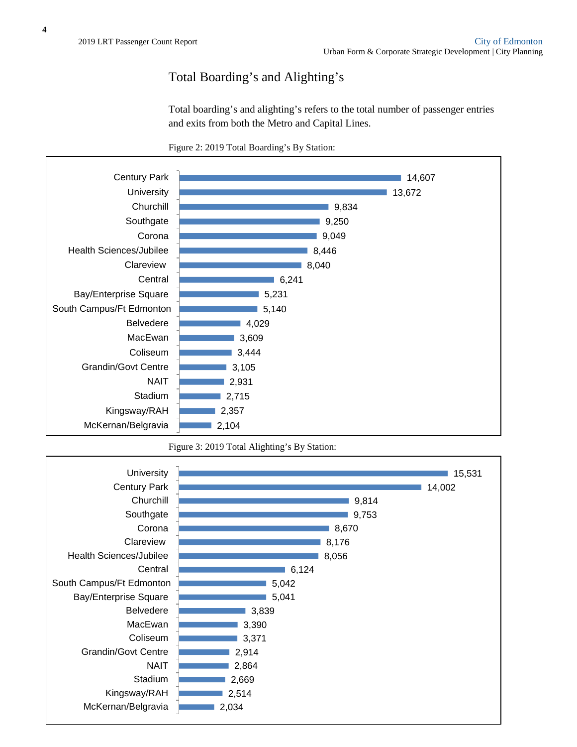# Total Boarding's and Alighting's

Total boarding's and alighting's refers to the total number of passenger entries and exits from both the Metro and Capital Lines.

Figure 2: 2019 Total Boarding's By Station:

| Station | Boardings |
| --- | --- |
| Century Park | 14,607 |
| University | 13,672 |
| Churchill | 9,834 |
| Southgate | 9,250 |
| Corona | 9,049 |
| Health Sciences/Jubilee | 8,446 |
| Clareview | 8,040 |
| Central | 6,241 |
| Bay/Enterprise Square | 5,231 |
| South Campus/Ft Edmonton | 5,140 |
| Belvedere | 4,029 |
| MacEwan | 3,609 |
| Coliseum | 3,444 |
| Grandin/Govt Centre | 3,105 |
| NAIT | 2,931 |
| Stadium | 2,715 |
| Kingsway/RAH | 2,357 |
| McKernan/Belgravia | 2,104 |

Figure 3: 2019 Total Alighting's By Station:

| Station | Alightings |
| --- | --- |
| University | 15,531 |
| Century Park | 14,002 |
| Churchill | 9,814 |
| Southgate | 9,753 |
| Corona | 8,670 |
| Clareview | 8,176 |
| Health Sciences/Jubilee | 8,056 |
| Central | 6,124 |
| South Campus/Ft Edmonton | 5,042 |
| Bay/Enterprise Square | 5,041 |
| Belvedere | 3,839 |
| MacEwan | 3,390 |
| Coliseum | 3,371 |
| Grandin/Govt Centre | 2,914 |
| NAIT | 2,864 |
| Stadium | 2,669 |
| Kingsway/RAH | 2,514 |
| McKernan/Belgravia | 2,034 |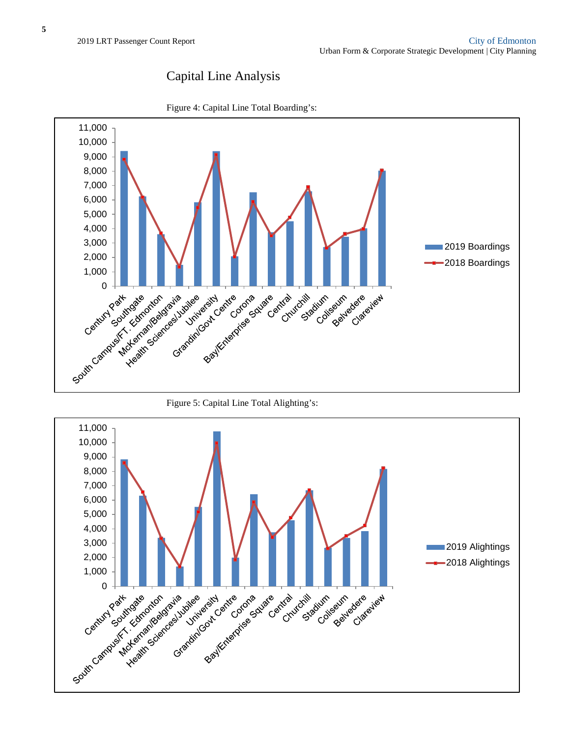# Capital Line Analysis

Figure 4: Capital Line Total Boarding's:

Figure 5: Capital Line Total Alighting's: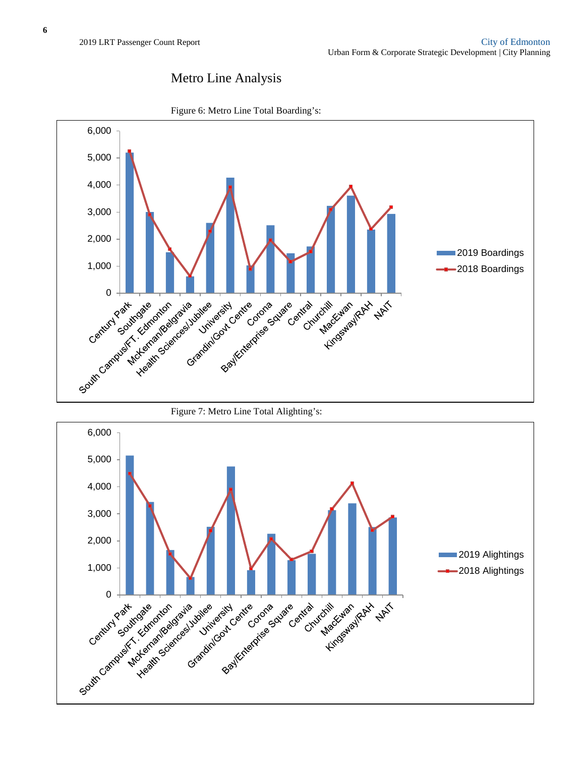# Metro Line Analysis

Figure 6: Metro Line Total Boarding's:

Figure 7: Metro Line Total Alighting's: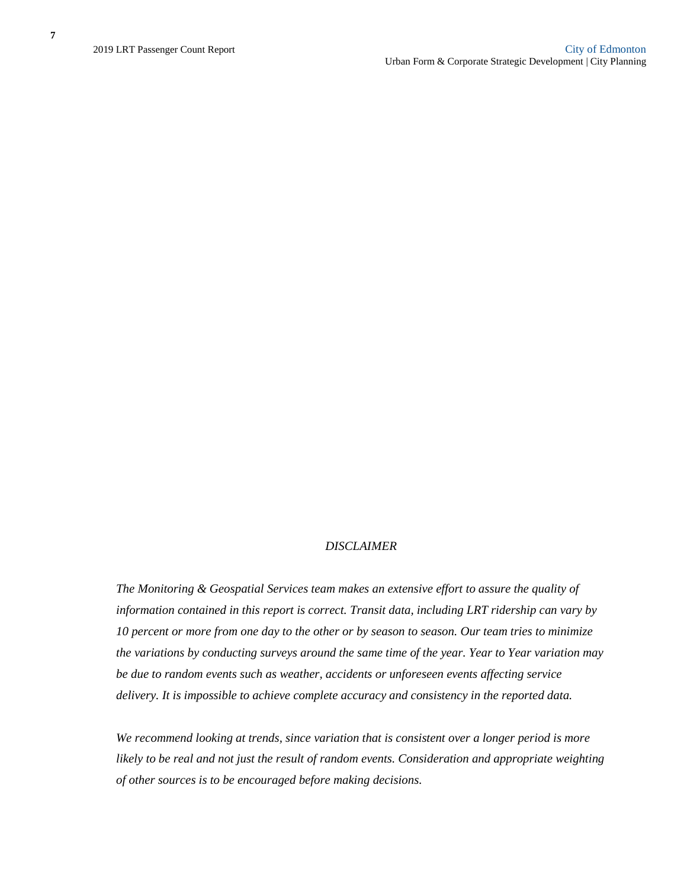*DISCLAIMER*

*The Monitoring & Geospatial Services team makes an extensive effort to assure the quality of information contained in this report is correct. Transit data, including LRT ridership can vary by 10 percent or more from one day to the other or by season to season. Our team tries to minimize the variations by conducting surveys around the same time of the year. Year to Year variation may be due to random events such as weather, accidents or unforeseen events affecting service delivery. It is impossible to achieve complete accuracy and consistency in the reported data.*

*We recommend looking at trends, since variation that is consistent over a longer period is more likely to be real and not just the result of random events. Consideration and appropriate weighting of other sources is to be encouraged before making decisions.*